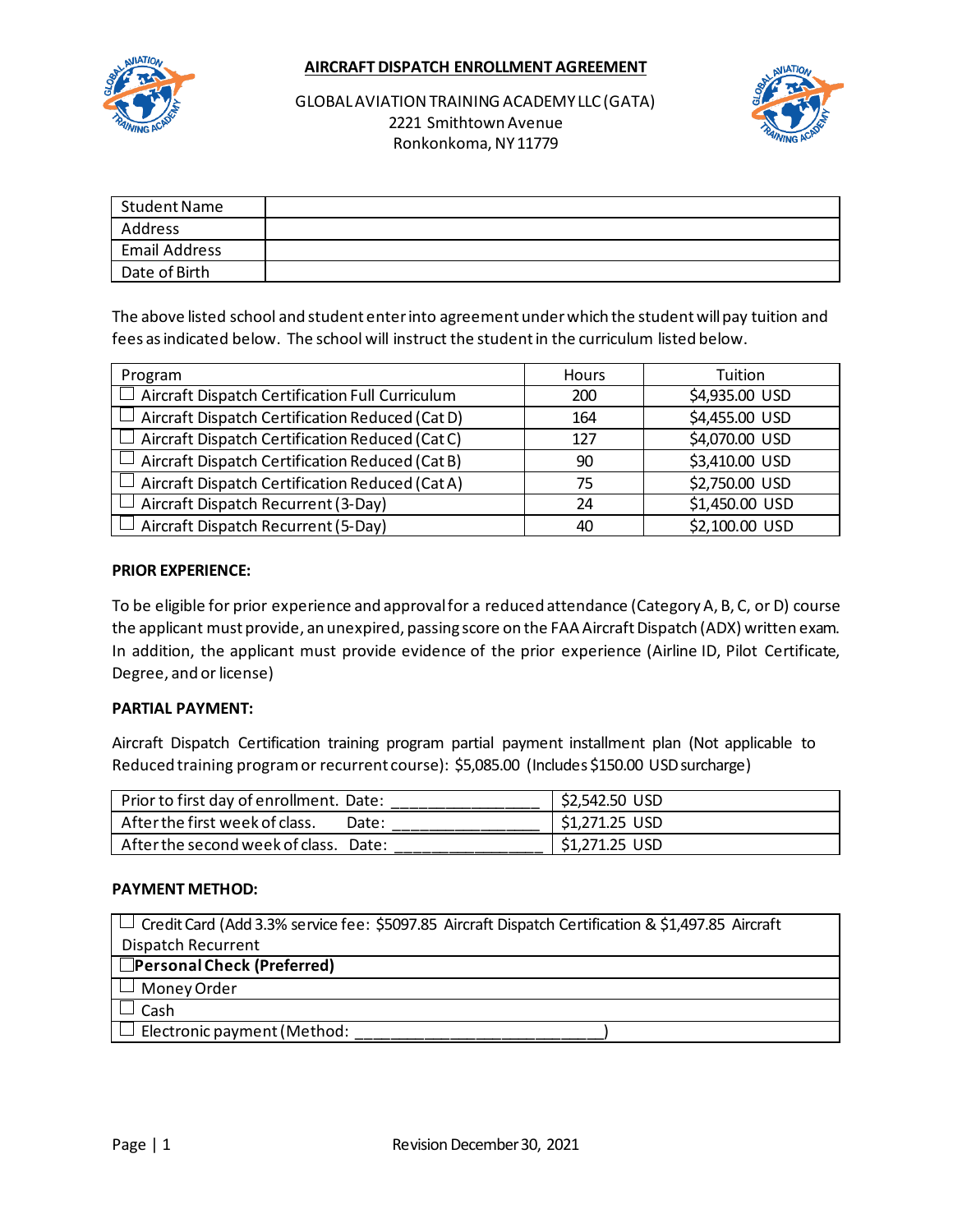# AIRCRAFT DISPATCH ENROLLMENT AGREEMENT

GLOBAL AVIATION TRAINING ACADEMY LLC (GATA)
2221 Smithtown Avenue
Ronkonkoma, NY 11779

| Student Name | |
|---|---|
| Address | |
| Email Address | |
| Date of Birth | |

The above listed school and student enter into agreement under which the student will pay tuition and fees as indicated below. The school will instruct the student in the curriculum listed below.

| Program | Hours | Tuition |
|---|---|---|
| ☐ Aircraft Dispatch Certification Full Curriculum | 200 | $4,935.00 USD |
| ☐ Aircraft Dispatch Certification Reduced (Cat D) | 164 | $4,455.00 USD |
| ☐ Aircraft Dispatch Certification Reduced (Cat C) | 127 | $4,070.00 USD |
| ☐ Aircraft Dispatch Certification Reduced (Cat B) | 90 | $3,410.00 USD |
| ☐ Aircraft Dispatch Certification Reduced (Cat A) | 75 | $2,750.00 USD |
| ☐ Aircraft Dispatch Recurrent (3-Day) | 24 | $1,450.00 USD |
| ☐ Aircraft Dispatch Recurrent (5-Day) | 40 | $2,100.00 USD |

**PRIOR EXPERIENCE:**

To be eligible for prior experience and approval for a reduced attendance (Category A, B, C, or D) course the applicant must provide, an unexpired, passing score on the FAA Aircraft Dispatch (ADX) written exam. In addition, the applicant must provide evidence of the prior experience (Airline ID, Pilot Certificate, Degree, and or license)

**PARTIAL PAYMENT:**

Aircraft Dispatch Certification training program partial payment installment plan (Not applicable to Reduced training program or recurrent course): $5,085.00 (Includes $150.00 USD surcharge)

| Prior to first day of enrollment. Date: _______________ | $2,542.50 USD |
|---|---|
| After the first week of class. Date: _______________ | $1,271.25 USD |
| After the second week of class. Date: _______________ | $1,271.25 USD |

**PAYMENT METHOD:**

| ☐ Credit Card (Add 3.3% service fee: $5097.85 Aircraft Dispatch Certification & $1,497.85 Aircraft Dispatch Recurrent |
|---|
| ☐ **Personal Check (Preferred)** |
| ☐ Money Order |
| ☐ Cash |
| ☐ Electronic payment (Method: ___________________________) |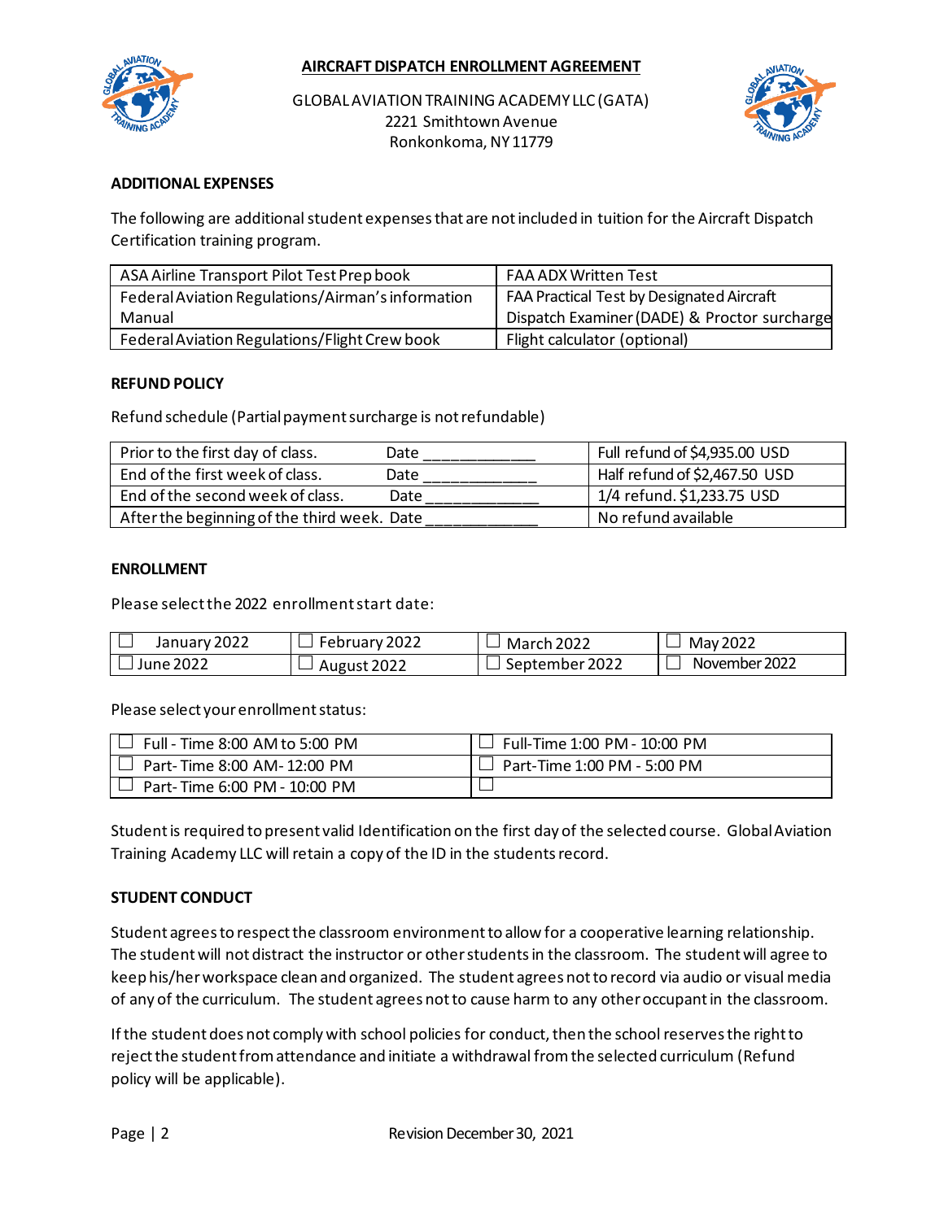# AIRCRAFT DISPATCH ENROLLMENT AGREEMENT

GLOBAL AVIATION TRAINING ACADEMY LLC (GATA)
2221 Smithtown Avenue
Ronkonkoma, NY 11779

**ADDITIONAL EXPENSES**

The following are additional student expenses that are not included in tuition for the Aircraft Dispatch Certification training program.

| | |
|---|---|
| ASA Airline Transport Pilot Test Prep book | FAA ADX Written Test |
| Federal Aviation Regulations/Airman's information Manual | FAA Practical Test by Designated Aircraft Dispatch Examiner (DADE) & Proctor surcharge |
| Federal Aviation Regulations/Flight Crew book | Flight calculator (optional) |

**REFUND POLICY**

Refund schedule (Partial payment surcharge is not refundable)

| | | |
|---|---|---|
| Prior to the first day of class. | Date ____________ | Full refund of $4,935.00 USD |
| End of the first week of class. | Date ____________ | Half refund of $2,467.50 USD |
| End of the second week of class. | Date ____________ | 1/4 refund. $1,233.75 USD |
| After the beginning of the third week. | Date ____________ | No refund available |

**ENROLLMENT**

Please select the 2022 enrollment start date:

| | | | |
|---|---|---|---|
| ☐ January 2022 | ☐ February 2022 | ☐ March 2022 | ☐ May 2022 |
| ☐ June 2022 | ☐ August 2022 | ☐ September 2022 | ☐ November 2022 |

Please select your enrollment status:

| | |
|---|---|
| ☐ Full - Time 8:00 AM to 5:00 PM | ☐ Full-Time 1:00 PM - 10:00 PM |
| ☐ Part- Time 8:00 AM- 12:00 PM | ☐ Part-Time 1:00 PM - 5:00 PM |
| ☐ Part- Time 6:00 PM - 10:00 PM | ☐ |

Student is required to present valid Identification on the first day of the selected course. Global Aviation Training Academy LLC will retain a copy of the ID in the students record.

**STUDENT CONDUCT**

Student agrees to respect the classroom environment to allow for a cooperative learning relationship. The student will not distract the instructor or other students in the classroom. The student will agree to keep his/her workspace clean and organized. The student agrees not to record via audio or visual media of any of the curriculum. The student agrees not to cause harm to any other occupant in the classroom.

If the student does not comply with school policies for conduct, then the school reserves the right to reject the student from attendance and initiate a withdrawal from the selected curriculum (Refund policy will be applicable).

Revision December 30, 2021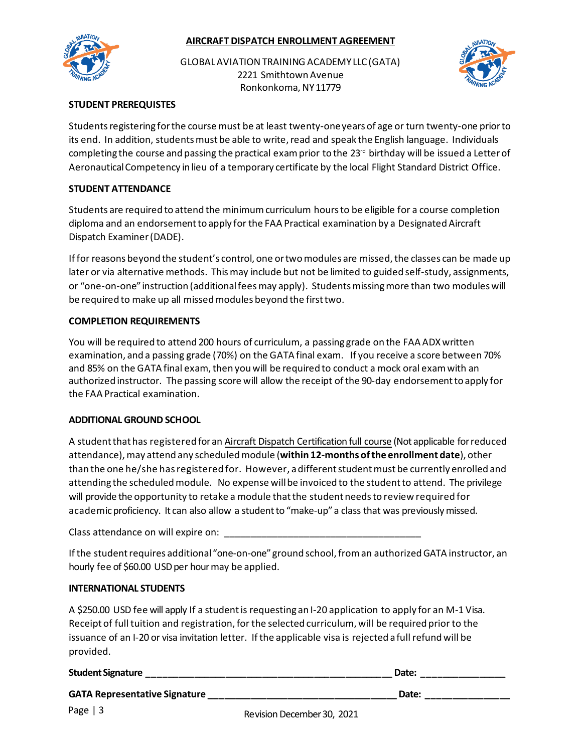# AIRCRAFT DISPATCH ENROLLMENT AGREEMENT

GLOBAL AVIATION TRAINING ACADEMY LLC (GATA)
2221 Smithtown Avenue
Ronkonkoma, NY 11779

### STUDENT PREREQUISTES

Students registering for the course must be at least twenty-one years of age or turn twenty-one prior to its end. In addition, students must be able to write, read and speak the English language. Individuals completing the course and passing the practical exam prior to the 23rd birthday will be issued a Letter of Aeronautical Competency in lieu of a temporary certificate by the local Flight Standard District Office.

### STUDENT ATTENDANCE

Students are required to attend the minimum curriculum hours to be eligible for a course completion diploma and an endorsement to apply for the FAA Practical examination by a Designated Aircraft Dispatch Examiner (DADE).

If for reasons beyond the student's control, one or two modules are missed, the classes can be made up later or via alternative methods. This may include but not be limited to guided self-study, assignments, or "one-on-one" instruction (additional fees may apply). Students missing more than two modules will be required to make up all missed modules beyond the first two.

### COMPLETION REQUIREMENTS

You will be required to attend 200 hours of curriculum, a passing grade on the FAA ADX written examination, and a passing grade (70%) on the GATA final exam. If you receive a score between 70% and 85% on the GATA final exam, then you will be required to conduct a mock oral exam with an authorized instructor. The passing score will allow the receipt of the 90-day endorsement to apply for the FAA Practical examination.

### ADDITIONAL GROUND SCHOOL

A student that has registered for an Aircraft Dispatch Certification full course (Not applicable for reduced attendance), may attend any scheduled module (**within 12-months of the enrollment date**), other than the one he/she has registered for. However, a different student must be currently enrolled and attending the scheduled module. No expense will be invoiced to the student to attend. The privilege will provide the opportunity to retake a module that the student needs to review required for academic proficiency. It can also allow a student to "make-up" a class that was previously missed.

Class attendance on will expire on: ____________________________________

If the student requires additional "one-on-one" ground school, from an authorized GATA instructor, an hourly fee of $60.00 USD per hour may be applied.

### INTERNATIONAL STUDENTS

A $250.00 USD fee will apply If a student is requesting an I-20 application to apply for an M-1 Visa. Receipt of full tuition and registration, for the selected curriculum, will be required prior to the issuance of an I-20 or visa invitation letter. If the applicable visa is rejected a full refund will be provided.

**Student Signature** ______________________________________________ **Date:** ________________

**GATA Representative Signature** __________________________________ **Date:** ________________

Revision December 30, 2021